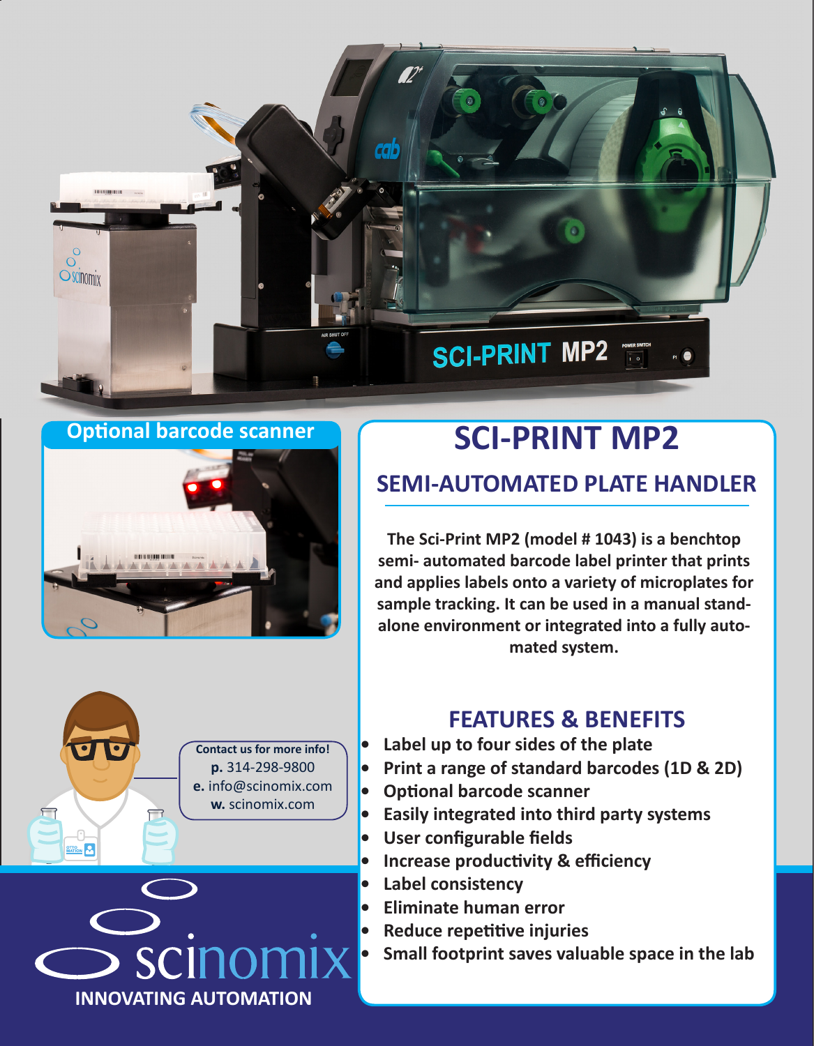## Optional barcode scanner

# SCI-PRINT MP2

## SEMI-AUTOMATED PLATE HANDLER

**The Sci-Print MP2 (model # 1043) is a benchtop semi- automated barcode label printer that prints and applies labels onto a variety of microplates for sample tracking. It can be used in a manual stand-alone environment or integrated into a fully automated system.**

## FEATURES & BENEFITS

- **Label up to four sides of the plate**
- **Print a range of standard barcodes (1D & 2D)**
- **Optional barcode scanner**
- **Easily integrated into third party systems**
- **User configurable fields**
- **Increase productivity & efficiency**
- **Label consistency**
- **Eliminate human error**
- **Reduce repetitive injuries**
- **Small footprint saves valuable space in the lab**

**Contact us for more info!**
**p.** 314-298-9800
**e.** info@scinomix.com
**w.** scinomix.com

scinomix
**INNOVATING AUTOMATION**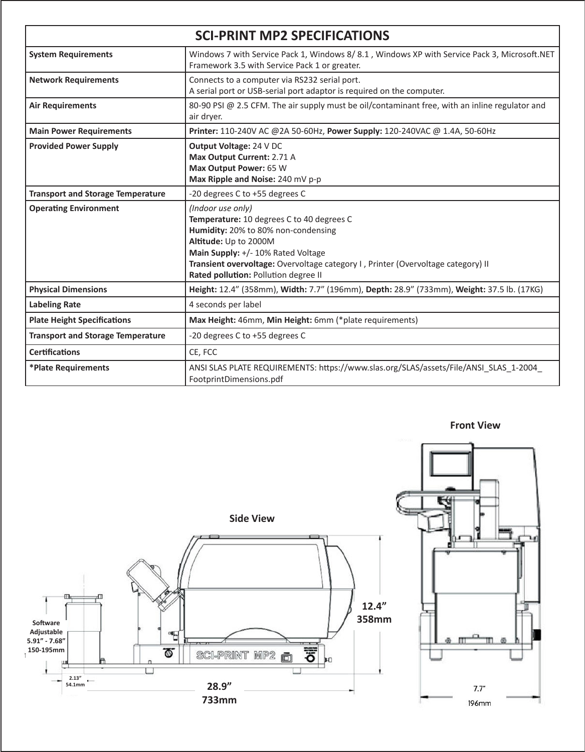| SCI-PRINT MP2 SPECIFICATIONS | |
|---|---|
| **System Requirements** | Windows 7 with Service Pack 1, Windows 8/ 8.1 , Windows XP with Service Pack 3, Microsoft.NET Framework 3.5 with Service Pack 1 or greater. |
| **Network Requirements** | Connects to a computer via RS232 serial port. A serial port or USB-serial port adaptor is required on the computer. |
| **Air Requirements** | 80-90 PSI @ 2.5 CFM. The air supply must be oil/contaminant free, with an inline regulator and air dryer. |
| **Main Power Requirements** | **Printer:** 110-240V AC @2A 50-60Hz, **Power Supply:** 120-240VAC @ 1.4A, 50-60Hz |
| **Provided Power Supply** | **Output Voltage:** 24 V DC<br>**Max Output Current:** 2.71 A<br>**Max Output Power:** 65 W<br>**Max Ripple and Noise:** 240 mV p-p |
| **Transport and Storage Temperature** | -20 degrees C to +55 degrees C |
| **Operating Environment** | *(Indoor use only)*<br>**Temperature:** 10 degrees C to 40 degrees C<br>**Humidity:** 20% to 80% non-condensing<br>**Altitude:** Up to 2000M<br>**Main Supply:** +/- 10% Rated Voltage<br>**Transient overvoltage:** Overvoltage category I , Printer (Overvoltage category) II<br>**Rated pollution:** Pollution degree II |
| **Physical Dimensions** | **Height:** 12.4” (358mm), **Width:** 7.7” (196mm), **Depth:** 28.9” (733mm), **Weight:** 37.5 lb. (17KG) |
| **Labeling Rate** | 4 seconds per label |
| **Plate Height Specifications** | **Max Height:** 46mm, **Min Height:** 6mm (*plate requirements) |
| **Transport and Storage Temperature** | -20 degrees C to +55 degrees C |
| **Certifications** | CE, FCC |
| ***Plate Requirements** | ANSI SLAS PLATE REQUIREMENTS: https://www.slas.org/SLAS/assets/File/ANSI_SLAS_1-2004_FootprintDimensions.pdf |

**Side View**

Software Adjustable
5.91” - 7.68”
150-195mm

2.13”
54.1mm

12.4”
358mm

28.9”
733mm

**Front View**

7.7”
196mm